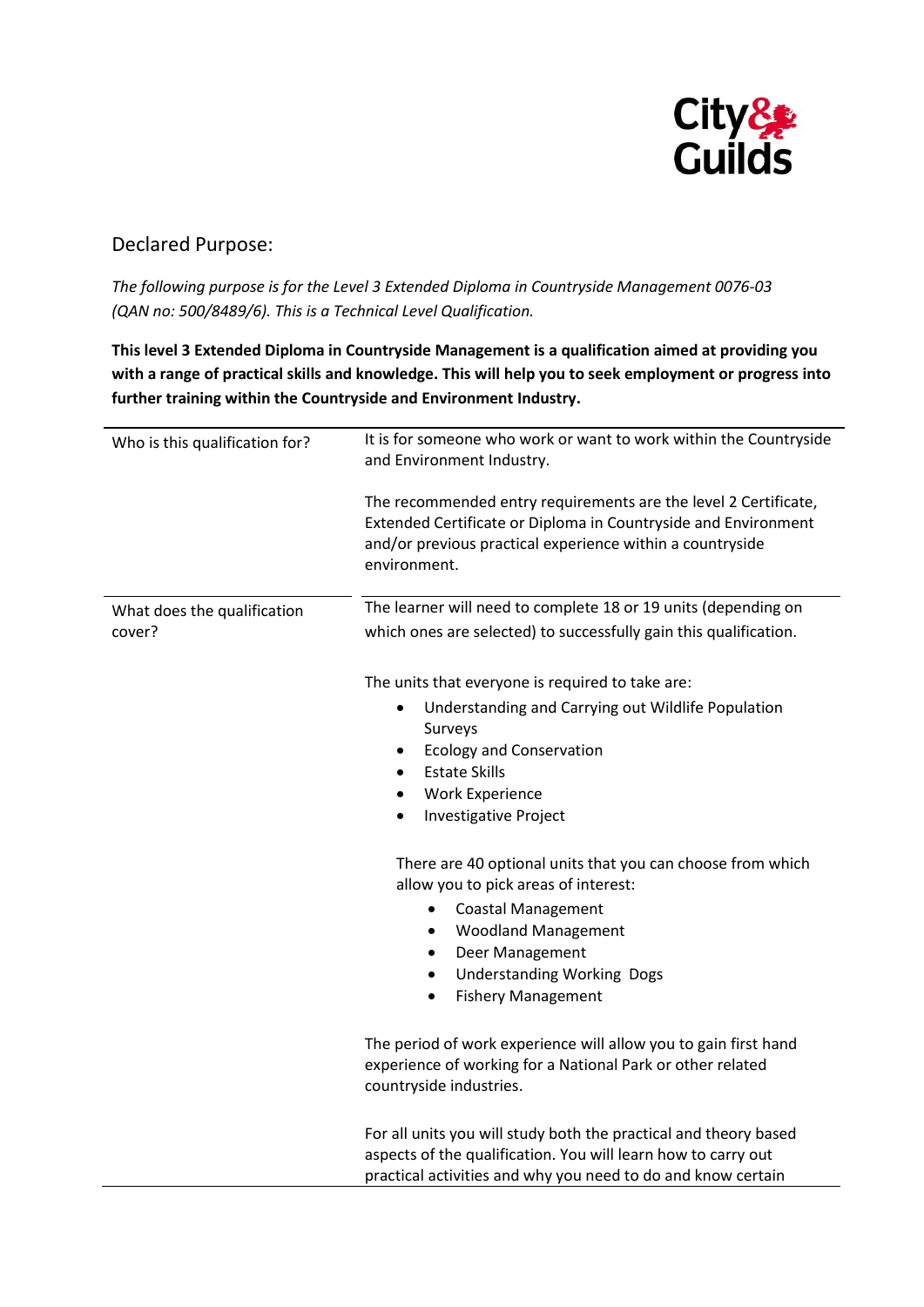City & Guilds

## Declared Purpose:

*The following purpose is for the Level 3 Extended Diploma in Countryside Management 0076-03 (QAN no: 500/8489/6). This is a Technical Level Qualification.*

**This level 3 Extended Diploma in Countryside Management is a qualification aimed at providing you with a range of practical skills and knowledge. This will help you to seek employment or progress into further training within the Countryside and Environment Industry.**

| | |
|---|---|
| Who is this qualification for? | It is for someone who work or want to work within the Countryside and Environment Industry.<br><br>The recommended entry requirements are the level 2 Certificate, Extended Certificate or Diploma in Countryside and Environment and/or previous practical experience within a countryside environment. |
| What does the qualification cover? | The learner will need to complete 18 or 19 units (depending on which ones are selected) to successfully gain this qualification.<br><br>The units that everyone is required to take are:<br>• Understanding and Carrying out Wildlife Population Surveys<br>• Ecology and Conservation<br>• Estate Skills<br>• Work Experience<br>• Investigative Project<br><br>There are 40 optional units that you can choose from which allow you to pick areas of interest:<br>• Coastal Management<br>• Woodland Management<br>• Deer Management<br>• Understanding Working Dogs<br>• Fishery Management<br><br>The period of work experience will allow you to gain first hand experience of working for a National Park or other related countryside industries.<br><br>For all units you will study both the practical and theory based aspects of the qualification. You will learn how to carry out practical activities and why you need to do and know certain |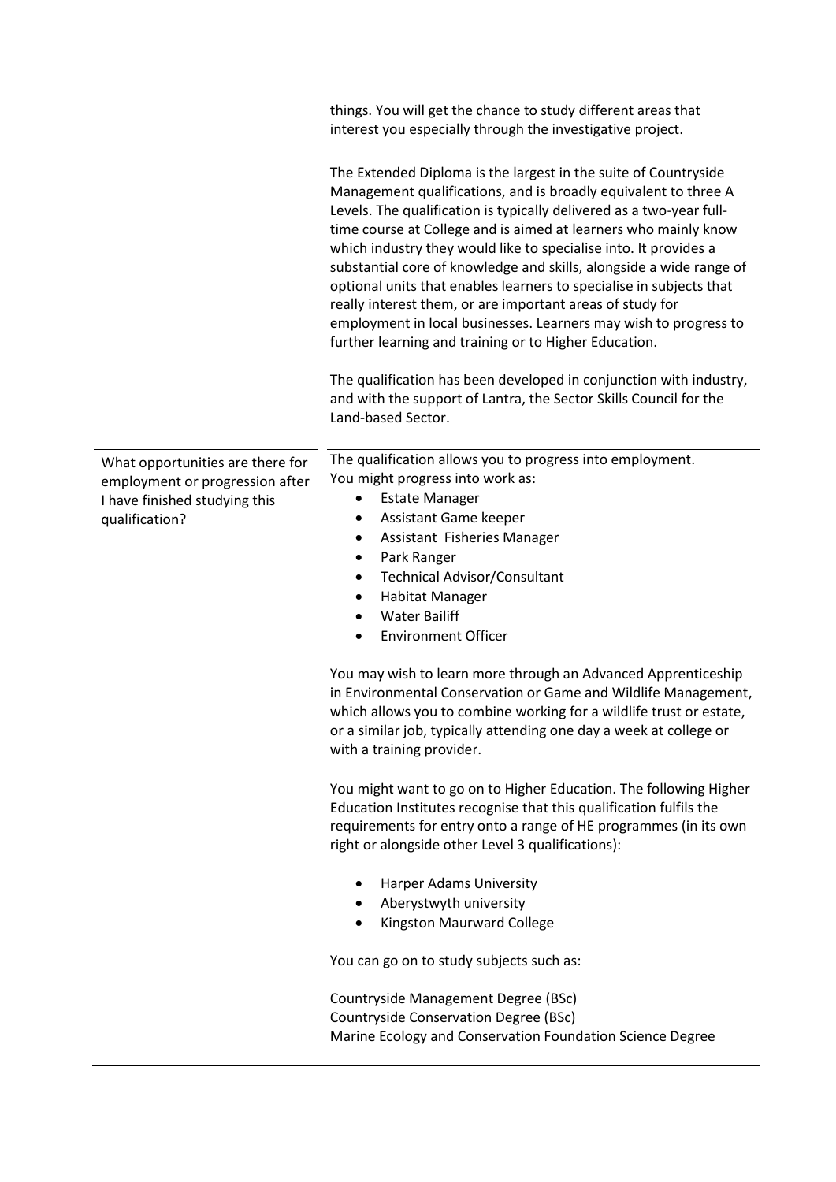| | |
|---|---|
| | things. You will get the chance to study different areas that interest you especially through the investigative project.<br><br>The Extended Diploma is the largest in the suite of Countryside Management qualifications, and is broadly equivalent to three A Levels. The qualification is typically delivered as a two-year full-time course at College and is aimed at learners who mainly know which industry they would like to specialise into. It provides a substantial core of knowledge and skills, alongside a wide range of optional units that enables learners to specialise in subjects that really interest them, or are important areas of study for employment in local businesses. Learners may wish to progress to further learning and training or to Higher Education.<br><br>The qualification has been developed in conjunction with industry, and with the support of Lantra, the Sector Skills Council for the Land-based Sector. |
| What opportunities are there for employment or progression after I have finished studying this qualification? | The qualification allows you to progress into employment.<br>You might progress into work as:<br>• Estate Manager<br>• Assistant Game keeper<br>• Assistant  Fisheries Manager<br>• Park Ranger<br>• Technical Advisor/Consultant<br>• Habitat Manager<br>• Water Bailiff<br>• Environment Officer<br><br>You may wish to learn more through an Advanced Apprenticeship in Environmental Conservation or Game and Wildlife Management, which allows you to combine working for a wildlife trust or estate, or a similar job, typically attending one day a week at college or with a training provider.<br><br>You might want to go on to Higher Education. The following Higher Education Institutes recognise that this qualification fulfils the requirements for entry onto a range of HE programmes (in its own right or alongside other Level 3 qualifications):<br><br>• Harper Adams University<br>• Aberystwyth university<br>• Kingston Maurward College<br><br>You can go on to study subjects such as:<br><br>Countryside Management Degree (BSc)<br>Countryside Conservation Degree (BSc)<br>Marine Ecology and Conservation Foundation Science Degree |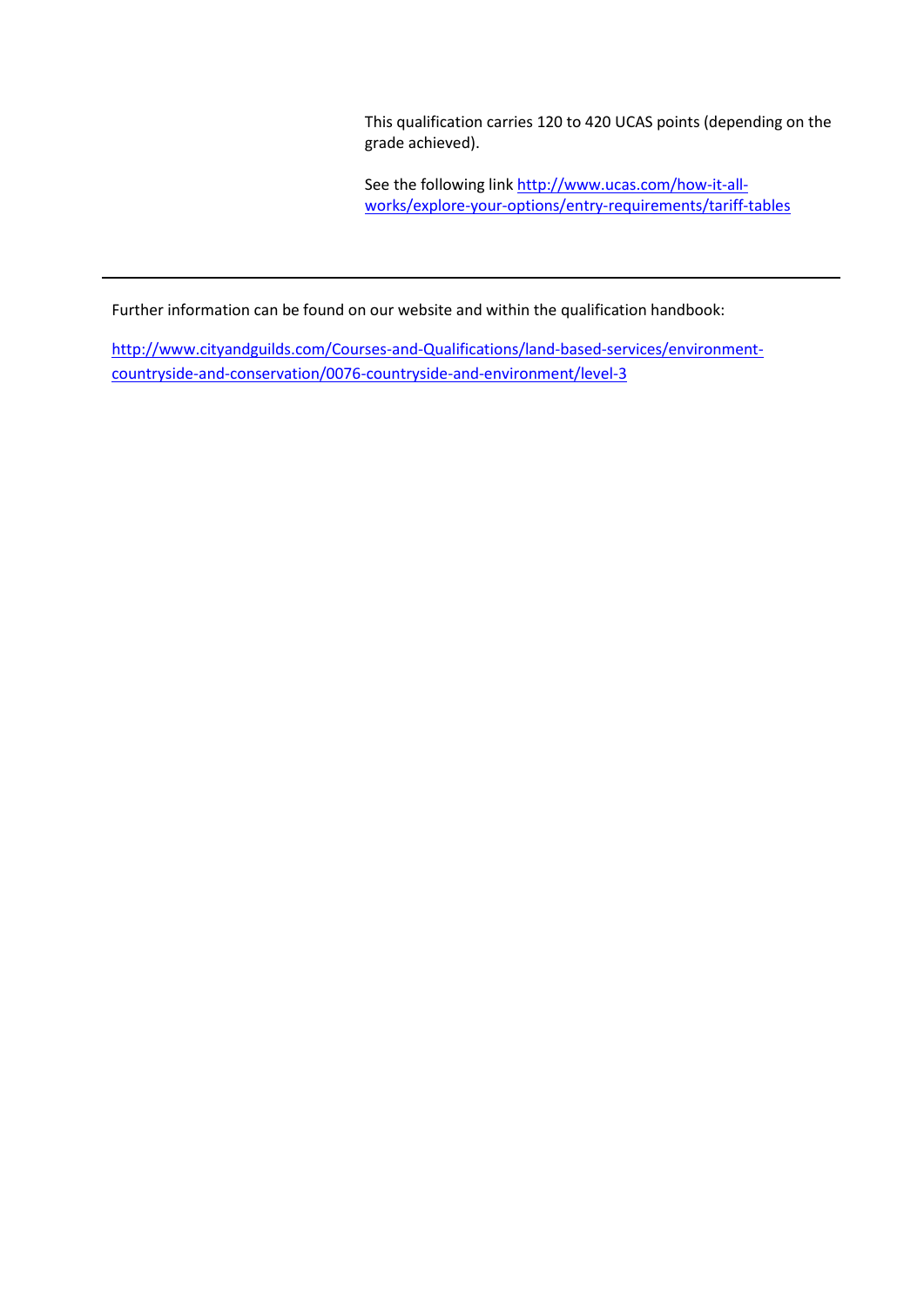This qualification carries 120 to 420 UCAS points (depending on the grade achieved).

See the following link http://www.ucas.com/how-it-all-works/explore-your-options/entry-requirements/tariff-tables

---

Further information can be found on our website and within the qualification handbook:

http://www.cityandguilds.com/Courses-and-Qualifications/land-based-services/environment-countryside-and-conservation/0076-countryside-and-environment/level-3